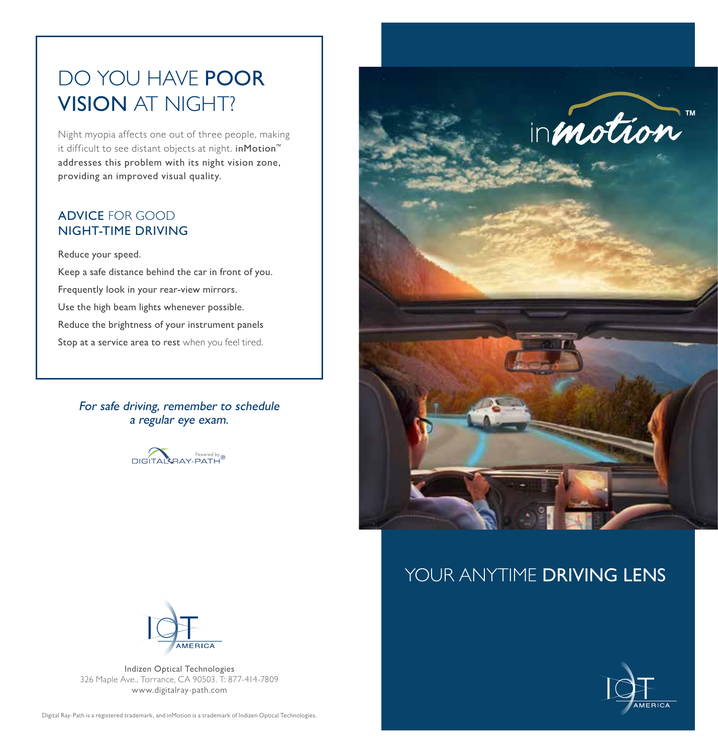# DO YOU HAVE **POOR VISION** AT NIGHT?

Night myopia affects one out of three people, making it difficult to see distant objects at night. inMotion™ addresses this problem with its night vision zone, providing an improved visual quality.

## **ADVICE** FOR GOOD NIGHT-TIME DRIVING

Reduce your speed.

Keep a safe distance behind the car in front of you.

Frequently look in your rear-view mirrors.

Use the high beam lights whenever possible.

Reduce the brightness of your instrument panels

Stop at a service area to rest when you feel tired.

*For safe driving, remember to schedule a regular eye exam.*

Powered by DIGITAL RAY-PATH®

IOT AMERICA

Indizen Optical Technologies
326 Maple Ave., Torrance, CA 90503. T: 877-414-7809
www.digitalray-path.com

Digital Ray-Path is a registered trademark, and inMotion is a trademark of Indizen Optical Technologies.

inmotion™

# YOUR ANYTIME **DRIVING LENS**

IOT AMERICA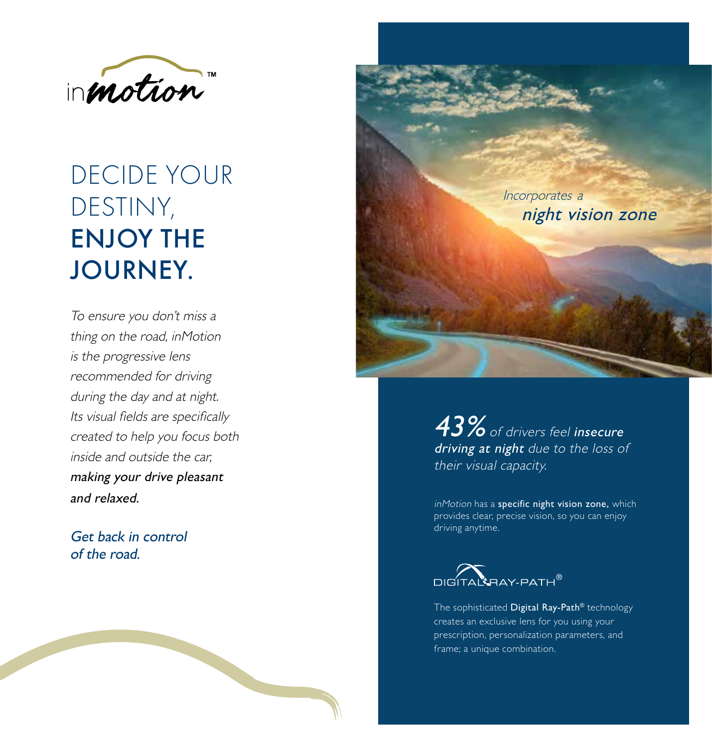inmotion™

# DECIDE YOUR DESTINY, **ENJOY THE JOURNEY.**

*To ensure you don't miss a thing on the road, inMotion is the progressive lens recommended for driving during the day and at night. Its visual fields are specifically created to help you focus both inside and outside the car,* ***making your drive pleasant and relaxed.***

*Get back in control of the road.*

*Incorporates a* ***night vision zone***

***43%*** *of drivers feel* ***insecure driving at night*** *due to the loss of their visual capacity.*

*inMotion* has a **specific night vision zone,** which provides clear, precise vision, so you can enjoy driving anytime.

DIGITAL RAY-PATH®

The sophisticated **Digital Ray-Path®** technology creates an exclusive lens for you using your prescription, personalization parameters, and frame; a unique combination.